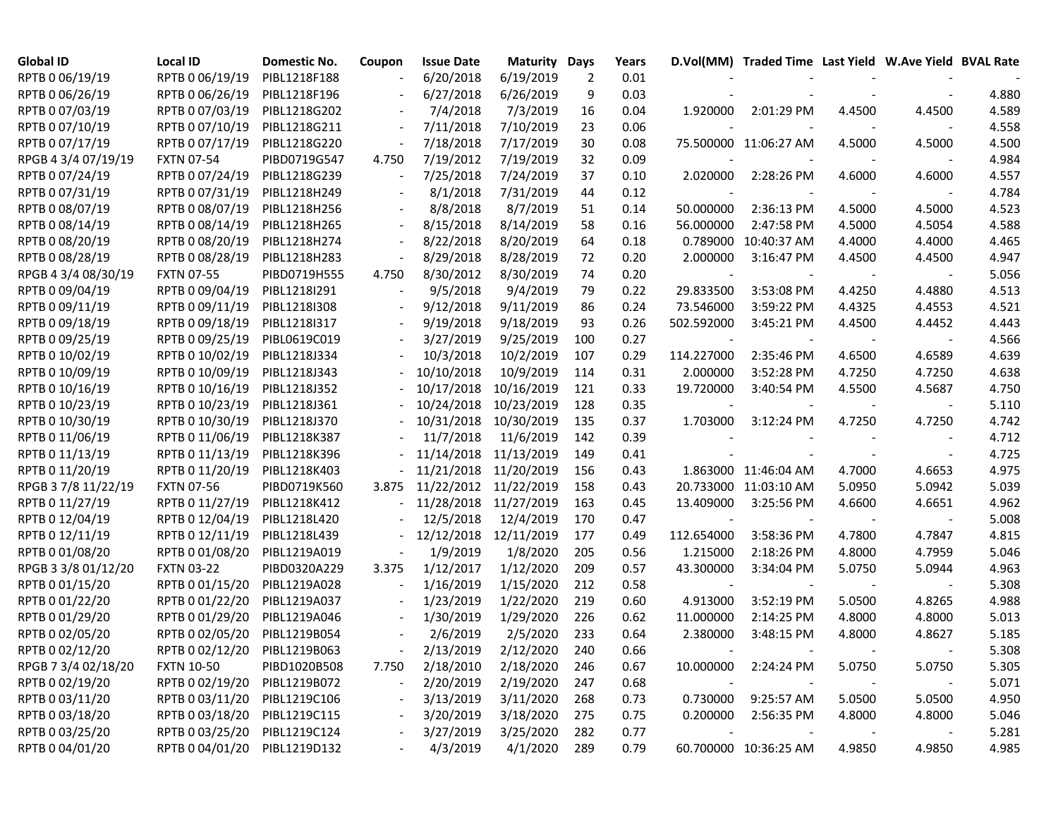| Global ID | Local ID | Domestic No. | Coupon | Issue Date | Maturity | Days | Years | D.Vol(MM) | Traded Time | Last Yield | W.Ave Yield | BVAL Rate |
|---|---|---|---|---|---|---|---|---|---|---|---|---|
| RPTB 0 06/19/19 | RPTB 0 06/19/19 | PIBL1218F188 | - | 6/20/2018 | 6/19/2019 | 2 | 0.01 | - | - | - | - | - |
| RPTB 0 06/26/19 | RPTB 0 06/26/19 | PIBL1218F196 | - | 6/27/2018 | 6/26/2019 | 9 | 0.03 | - | - | - | - | 4.880 |
| RPTB 0 07/03/19 | RPTB 0 07/03/19 | PIBL1218G202 | - | 7/4/2018 | 7/3/2019 | 16 | 0.04 | 1.920000 | 2:01:29 PM | 4.4500 | 4.4500 | 4.589 |
| RPTB 0 07/10/19 | RPTB 0 07/10/19 | PIBL1218G211 | - | 7/11/2018 | 7/10/2019 | 23 | 0.06 | - | - | - | - | 4.558 |
| RPTB 0 07/17/19 | RPTB 0 07/17/19 | PIBL1218G220 | - | 7/18/2018 | 7/17/2019 | 30 | 0.08 | 75.500000 | 11:06:27 AM | 4.5000 | 4.5000 | 4.500 |
| RPGB 4 3/4 07/19/19 | FXTN 07-54 | PIBD0719G547 | 4.750 | 7/19/2012 | 7/19/2019 | 32 | 0.09 | - | - | - | - | 4.984 |
| RPTB 0 07/24/19 | RPTB 0 07/24/19 | PIBL1218G239 | - | 7/25/2018 | 7/24/2019 | 37 | 0.10 | 2.020000 | 2:28:26 PM | 4.6000 | 4.6000 | 4.557 |
| RPTB 0 07/31/19 | RPTB 0 07/31/19 | PIBL1218H249 | - | 8/1/2018 | 7/31/2019 | 44 | 0.12 | - | - | - | - | 4.784 |
| RPTB 0 08/07/19 | RPTB 0 08/07/19 | PIBL1218H256 | - | 8/8/2018 | 8/7/2019 | 51 | 0.14 | 50.000000 | 2:36:13 PM | 4.5000 | 4.5000 | 4.523 |
| RPTB 0 08/14/19 | RPTB 0 08/14/19 | PIBL1218H265 | - | 8/15/2018 | 8/14/2019 | 58 | 0.16 | 56.000000 | 2:47:58 PM | 4.5000 | 4.5054 | 4.588 |
| RPTB 0 08/20/19 | RPTB 0 08/20/19 | PIBL1218H274 | - | 8/22/2018 | 8/20/2019 | 64 | 0.18 | 0.789000 | 10:40:37 AM | 4.4000 | 4.4000 | 4.465 |
| RPTB 0 08/28/19 | RPTB 0 08/28/19 | PIBL1218H283 | - | 8/29/2018 | 8/28/2019 | 72 | 0.20 | 2.000000 | 3:16:47 PM | 4.4500 | 4.4500 | 4.947 |
| RPGB 4 3/4 08/30/19 | FXTN 07-55 | PIBD0719H555 | 4.750 | 8/30/2012 | 8/30/2019 | 74 | 0.20 | - | - | - | - | 5.056 |
| RPTB 0 09/04/19 | RPTB 0 09/04/19 | PIBL1218I291 | - | 9/5/2018 | 9/4/2019 | 79 | 0.22 | 29.833500 | 3:53:08 PM | 4.4250 | 4.4880 | 4.513 |
| RPTB 0 09/11/19 | RPTB 0 09/11/19 | PIBL1218I308 | - | 9/12/2018 | 9/11/2019 | 86 | 0.24 | 73.546000 | 3:59:22 PM | 4.4325 | 4.4553 | 4.521 |
| RPTB 0 09/18/19 | RPTB 0 09/18/19 | PIBL1218I317 | - | 9/19/2018 | 9/18/2019 | 93 | 0.26 | 502.592000 | 3:45:21 PM | 4.4500 | 4.4452 | 4.443 |
| RPTB 0 09/25/19 | RPTB 0 09/25/19 | PIBL0619C019 | - | 3/27/2019 | 9/25/2019 | 100 | 0.27 | - | - | - | - | 4.566 |
| RPTB 0 10/02/19 | RPTB 0 10/02/19 | PIBL1218J334 | - | 10/3/2018 | 10/2/2019 | 107 | 0.29 | 114.227000 | 2:35:46 PM | 4.6500 | 4.6589 | 4.639 |
| RPTB 0 10/09/19 | RPTB 0 10/09/19 | PIBL1218J343 | - | 10/10/2018 | 10/9/2019 | 114 | 0.31 | 2.000000 | 3:52:28 PM | 4.7250 | 4.7250 | 4.638 |
| RPTB 0 10/16/19 | RPTB 0 10/16/19 | PIBL1218J352 | - | 10/17/2018 | 10/16/2019 | 121 | 0.33 | 19.720000 | 3:40:54 PM | 4.5500 | 4.5687 | 4.750 |
| RPTB 0 10/23/19 | RPTB 0 10/23/19 | PIBL1218J361 | - | 10/24/2018 | 10/23/2019 | 128 | 0.35 | - | - | - | - | 5.110 |
| RPTB 0 10/30/19 | RPTB 0 10/30/19 | PIBL1218J370 | - | 10/31/2018 | 10/30/2019 | 135 | 0.37 | 1.703000 | 3:12:24 PM | 4.7250 | 4.7250 | 4.742 |
| RPTB 0 11/06/19 | RPTB 0 11/06/19 | PIBL1218K387 | - | 11/7/2018 | 11/6/2019 | 142 | 0.39 | - | - | - | - | 4.712 |
| RPTB 0 11/13/19 | RPTB 0 11/13/19 | PIBL1218K396 | - | 11/14/2018 | 11/13/2019 | 149 | 0.41 | - | - | - | - | 4.725 |
| RPTB 0 11/20/19 | RPTB 0 11/20/19 | PIBL1218K403 | - | 11/21/2018 | 11/20/2019 | 156 | 0.43 | 1.863000 | 11:46:04 AM | 4.7000 | 4.6653 | 4.975 |
| RPGB 3 7/8 11/22/19 | FXTN 07-56 | PIBD0719K560 | 3.875 | 11/22/2012 | 11/22/2019 | 158 | 0.43 | 20.733000 | 11:03:10 AM | 5.0950 | 5.0942 | 5.039 |
| RPTB 0 11/27/19 | RPTB 0 11/27/19 | PIBL1218K412 | - | 11/28/2018 | 11/27/2019 | 163 | 0.45 | 13.409000 | 3:25:56 PM | 4.6600 | 4.6651 | 4.962 |
| RPTB 0 12/04/19 | RPTB 0 12/04/19 | PIBL1218L420 | - | 12/5/2018 | 12/4/2019 | 170 | 0.47 | - | - | - | - | 5.008 |
| RPTB 0 12/11/19 | RPTB 0 12/11/19 | PIBL1218L439 | - | 12/12/2018 | 12/11/2019 | 177 | 0.49 | 112.654000 | 3:58:36 PM | 4.7800 | 4.7847 | 4.815 |
| RPTB 0 01/08/20 | RPTB 0 01/08/20 | PIBL1219A019 | - | 1/9/2019 | 1/8/2020 | 205 | 0.56 | 1.215000 | 2:18:26 PM | 4.8000 | 4.7959 | 5.046 |
| RPGB 3 3/8 01/12/20 | FXTN 03-22 | PIBD0320A229 | 3.375 | 1/12/2017 | 1/12/2020 | 209 | 0.57 | 43.300000 | 3:34:04 PM | 5.0750 | 5.0944 | 4.963 |
| RPTB 0 01/15/20 | RPTB 0 01/15/20 | PIBL1219A028 | - | 1/16/2019 | 1/15/2020 | 212 | 0.58 | - | - | - | - | 5.308 |
| RPTB 0 01/22/20 | RPTB 0 01/22/20 | PIBL1219A037 | - | 1/23/2019 | 1/22/2020 | 219 | 0.60 | 4.913000 | 3:52:19 PM | 5.0500 | 4.8265 | 4.988 |
| RPTB 0 01/29/20 | RPTB 0 01/29/20 | PIBL1219A046 | - | 1/30/2019 | 1/29/2020 | 226 | 0.62 | 11.000000 | 2:14:25 PM | 4.8000 | 4.8000 | 5.013 |
| RPTB 0 02/05/20 | RPTB 0 02/05/20 | PIBL1219B054 | - | 2/6/2019 | 2/5/2020 | 233 | 0.64 | 2.380000 | 3:48:15 PM | 4.8000 | 4.8627 | 5.185 |
| RPTB 0 02/12/20 | RPTB 0 02/12/20 | PIBL1219B063 | - | 2/13/2019 | 2/12/2020 | 240 | 0.66 | - | - | - | - | 5.308 |
| RPGB 7 3/4 02/18/20 | FXTN 10-50 | PIBD1020B508 | 7.750 | 2/18/2010 | 2/18/2020 | 246 | 0.67 | 10.000000 | 2:24:24 PM | 5.0750 | 5.0750 | 5.305 |
| RPTB 0 02/19/20 | RPTB 0 02/19/20 | PIBL1219B072 | - | 2/20/2019 | 2/19/2020 | 247 | 0.68 | - | - | - | - | 5.071 |
| RPTB 0 03/11/20 | RPTB 0 03/11/20 | PIBL1219C106 | - | 3/13/2019 | 3/11/2020 | 268 | 0.73 | 0.730000 | 9:25:57 AM | 5.0500 | 5.0500 | 4.950 |
| RPTB 0 03/18/20 | RPTB 0 03/18/20 | PIBL1219C115 | - | 3/20/2019 | 3/18/2020 | 275 | 0.75 | 0.200000 | 2:56:35 PM | 4.8000 | 4.8000 | 5.046 |
| RPTB 0 03/25/20 | RPTB 0 03/25/20 | PIBL1219C124 | - | 3/27/2019 | 3/25/2020 | 282 | 0.77 | - | - | - | - | 5.281 |
| RPTB 0 04/01/20 | RPTB 0 04/01/20 | PIBL1219D132 | - | 4/3/2019 | 4/1/2020 | 289 | 0.79 | 60.700000 | 10:36:25 AM | 4.9850 | 4.9850 | 4.985 |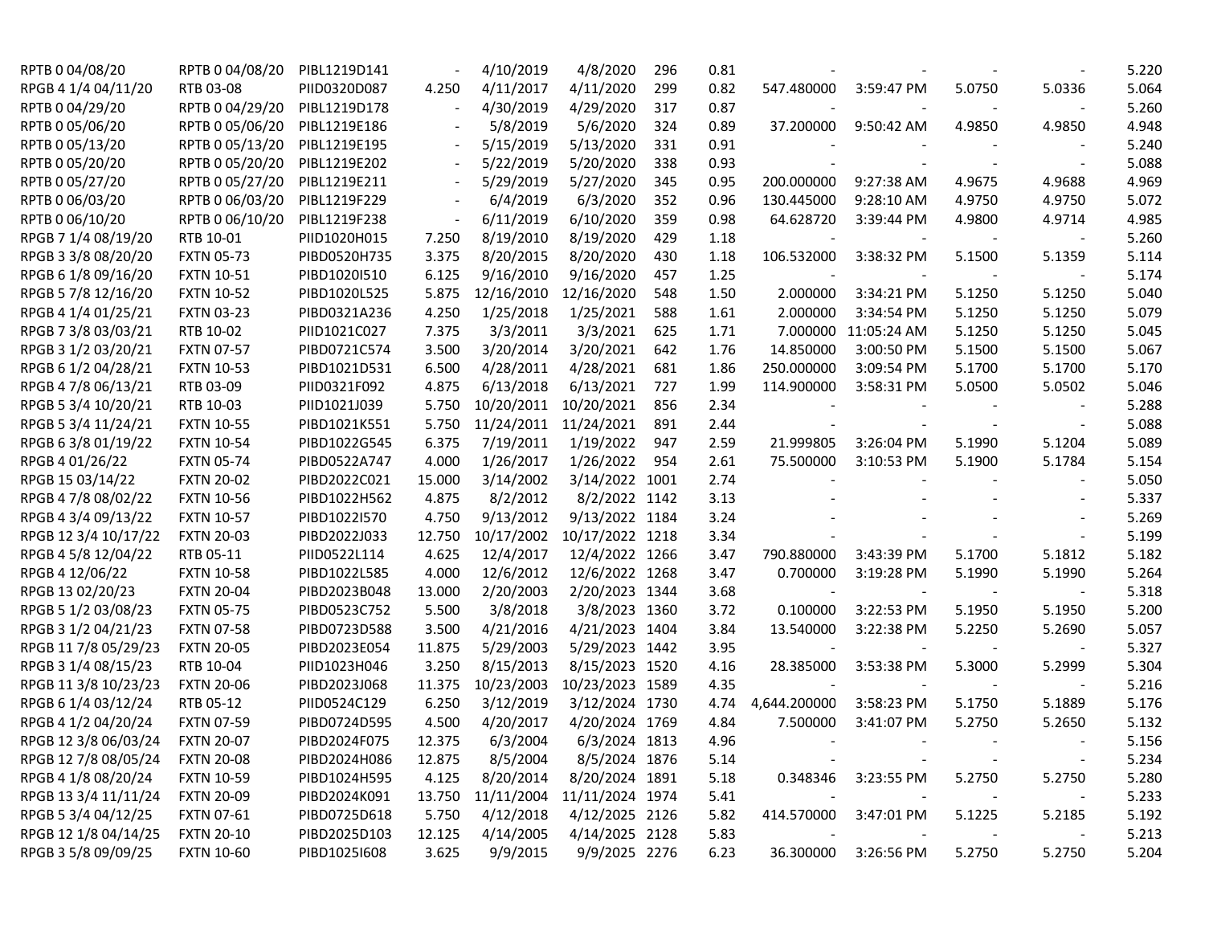|  |  |  |  |  |  |  |  |  |  |  |  |  |
|---|---|---|---|---|---|---|---|---|---|---|---|---|
| RPTB 0 04/08/20 | RPTB 0 04/08/20 | PIBL1219D141 | - | 4/10/2019 | 4/8/2020 | 296 | 0.81 | - | - | - | - | 5.220 |
| RPGB 4 1/4 04/11/20 | RTB 03-08 | PIID0320D087 | 4.250 | 4/11/2017 | 4/11/2020 | 299 | 0.82 | 547.480000 | 3:59:47 PM | 5.0750 | 5.0336 | 5.064 |
| RPTB 0 04/29/20 | RPTB 0 04/29/20 | PIBL1219D178 | - | 4/30/2019 | 4/29/2020 | 317 | 0.87 | - | - | - | - | 5.260 |
| RPTB 0 05/06/20 | RPTB 0 05/06/20 | PIBL1219E186 | - | 5/8/2019 | 5/6/2020 | 324 | 0.89 | 37.200000 | 9:50:42 AM | 4.9850 | 4.9850 | 4.948 |
| RPTB 0 05/13/20 | RPTB 0 05/13/20 | PIBL1219E195 | - | 5/15/2019 | 5/13/2020 | 331 | 0.91 | - | - | - | - | 5.240 |
| RPTB 0 05/20/20 | RPTB 0 05/20/20 | PIBL1219E202 | - | 5/22/2019 | 5/20/2020 | 338 | 0.93 | - | - | - | - | 5.088 |
| RPTB 0 05/27/20 | RPTB 0 05/27/20 | PIBL1219E211 | - | 5/29/2019 | 5/27/2020 | 345 | 0.95 | 200.000000 | 9:27:38 AM | 4.9675 | 4.9688 | 4.969 |
| RPTB 0 06/03/20 | RPTB 0 06/03/20 | PIBL1219F229 | - | 6/4/2019 | 6/3/2020 | 352 | 0.96 | 130.445000 | 9:28:10 AM | 4.9750 | 4.9750 | 5.072 |
| RPTB 0 06/10/20 | RPTB 0 06/10/20 | PIBL1219F238 | - | 6/11/2019 | 6/10/2020 | 359 | 0.98 | 64.628720 | 3:39:44 PM | 4.9800 | 4.9714 | 4.985 |
| RPGB 7 1/4 08/19/20 | RTB 10-01 | PIID1020H015 | 7.250 | 8/19/2010 | 8/19/2020 | 429 | 1.18 | - | - | - | - | 5.260 |
| RPGB 3 3/8 08/20/20 | FXTN 05-73 | PIBD0520H735 | 3.375 | 8/20/2015 | 8/20/2020 | 430 | 1.18 | 106.532000 | 3:38:32 PM | 5.1500 | 5.1359 | 5.114 |
| RPGB 6 1/8 09/16/20 | FXTN 10-51 | PIBD1020I510 | 6.125 | 9/16/2010 | 9/16/2020 | 457 | 1.25 | - | - | - | - | 5.174 |
| RPGB 5 7/8 12/16/20 | FXTN 10-52 | PIBD1020L525 | 5.875 | 12/16/2010 | 12/16/2020 | 548 | 1.50 | 2.000000 | 3:34:21 PM | 5.1250 | 5.1250 | 5.040 |
| RPGB 4 1/4 01/25/21 | FXTN 03-23 | PIBD0321A236 | 4.250 | 1/25/2018 | 1/25/2021 | 588 | 1.61 | 2.000000 | 3:34:54 PM | 5.1250 | 5.1250 | 5.079 |
| RPGB 7 3/8 03/03/21 | RTB 10-02 | PIID1021C027 | 7.375 | 3/3/2011 | 3/3/2021 | 625 | 1.71 | 7.000000 | 11:05:24 AM | 5.1250 | 5.1250 | 5.045 |
| RPGB 3 1/2 03/20/21 | FXTN 07-57 | PIBD0721C574 | 3.500 | 3/20/2014 | 3/20/2021 | 642 | 1.76 | 14.850000 | 3:00:50 PM | 5.1500 | 5.1500 | 5.067 |
| RPGB 6 1/2 04/28/21 | FXTN 10-53 | PIBD1021D531 | 6.500 | 4/28/2011 | 4/28/2021 | 681 | 1.86 | 250.000000 | 3:09:54 PM | 5.1700 | 5.1700 | 5.170 |
| RPGB 4 7/8 06/13/21 | RTB 03-09 | PIID0321F092 | 4.875 | 6/13/2018 | 6/13/2021 | 727 | 1.99 | 114.900000 | 3:58:31 PM | 5.0500 | 5.0502 | 5.046 |
| RPGB 5 3/4 10/20/21 | RTB 10-03 | PIID1021J039 | 5.750 | 10/20/2011 | 10/20/2021 | 856 | 2.34 | - | - | - | - | 5.288 |
| RPGB 5 3/4 11/24/21 | FXTN 10-55 | PIBD1021K551 | 5.750 | 11/24/2011 | 11/24/2021 | 891 | 2.44 | - | - | - | - | 5.088 |
| RPGB 6 3/8 01/19/22 | FXTN 10-54 | PIBD1022G545 | 6.375 | 7/19/2011 | 1/19/2022 | 947 | 2.59 | 21.999805 | 3:26:04 PM | 5.1990 | 5.1204 | 5.089 |
| RPGB 4 01/26/22 | FXTN 05-74 | PIBD0522A747 | 4.000 | 1/26/2017 | 1/26/2022 | 954 | 2.61 | 75.500000 | 3:10:53 PM | 5.1900 | 5.1784 | 5.154 |
| RPGB 15 03/14/22 | FXTN 20-02 | PIBD2022C021 | 15.000 | 3/14/2002 | 3/14/2022 | 1001 | 2.74 | - | - | - | - | 5.050 |
| RPGB 4 7/8 08/02/22 | FXTN 10-56 | PIBD1022H562 | 4.875 | 8/2/2012 | 8/2/2022 | 1142 | 3.13 | - | - | - | - | 5.337 |
| RPGB 4 3/4 09/13/22 | FXTN 10-57 | PIBD1022I570 | 4.750 | 9/13/2012 | 9/13/2022 | 1184 | 3.24 | - | - | - | - | 5.269 |
| RPGB 12 3/4 10/17/22 | FXTN 20-03 | PIBD2022J033 | 12.750 | 10/17/2002 | 10/17/2022 | 1218 | 3.34 | - | - | - | - | 5.199 |
| RPGB 4 5/8 12/04/22 | RTB 05-11 | PIID0522L114 | 4.625 | 12/4/2017 | 12/4/2022 | 1266 | 3.47 | 790.880000 | 3:43:39 PM | 5.1700 | 5.1812 | 5.182 |
| RPGB 4 12/06/22 | FXTN 10-58 | PIBD1022L585 | 4.000 | 12/6/2012 | 12/6/2022 | 1268 | 3.47 | 0.700000 | 3:19:28 PM | 5.1990 | 5.1990 | 5.264 |
| RPGB 13 02/20/23 | FXTN 20-04 | PIBD2023B048 | 13.000 | 2/20/2003 | 2/20/2023 | 1344 | 3.68 | - | - | - | - | 5.318 |
| RPGB 5 1/2 03/08/23 | FXTN 05-75 | PIBD0523C752 | 5.500 | 3/8/2018 | 3/8/2023 | 1360 | 3.72 | 0.100000 | 3:22:53 PM | 5.1950 | 5.1950 | 5.200 |
| RPGB 3 1/2 04/21/23 | FXTN 07-58 | PIBD0723D588 | 3.500 | 4/21/2016 | 4/21/2023 | 1404 | 3.84 | 13.540000 | 3:22:38 PM | 5.2250 | 5.2690 | 5.057 |
| RPGB 11 7/8 05/29/23 | FXTN 20-05 | PIBD2023E054 | 11.875 | 5/29/2003 | 5/29/2023 | 1442 | 3.95 | - | - | - | - | 5.327 |
| RPGB 3 1/4 08/15/23 | RTB 10-04 | PIID1023H046 | 3.250 | 8/15/2013 | 8/15/2023 | 1520 | 4.16 | 28.385000 | 3:53:38 PM | 5.3000 | 5.2999 | 5.304 |
| RPGB 11 3/8 10/23/23 | FXTN 20-06 | PIBD2023J068 | 11.375 | 10/23/2003 | 10/23/2023 | 1589 | 4.35 | - | - | - | - | 5.216 |
| RPGB 6 1/4 03/12/24 | RTB 05-12 | PIID0524C129 | 6.250 | 3/12/2019 | 3/12/2024 | 1730 | 4.74 | 4,644.200000 | 3:58:23 PM | 5.1750 | 5.1889 | 5.176 |
| RPGB 4 1/2 04/20/24 | FXTN 07-59 | PIBD0724D595 | 4.500 | 4/20/2017 | 4/20/2024 | 1769 | 4.84 | 7.500000 | 3:41:07 PM | 5.2750 | 5.2650 | 5.132 |
| RPGB 12 3/8 06/03/24 | FXTN 20-07 | PIBD2024F075 | 12.375 | 6/3/2004 | 6/3/2024 | 1813 | 4.96 | - | - | - | - | 5.156 |
| RPGB 12 7/8 08/05/24 | FXTN 20-08 | PIBD2024H086 | 12.875 | 8/5/2004 | 8/5/2024 | 1876 | 5.14 | - | - | - | - | 5.234 |
| RPGB 4 1/8 08/20/24 | FXTN 10-59 | PIBD1024H595 | 4.125 | 8/20/2014 | 8/20/2024 | 1891 | 5.18 | 0.348346 | 3:23:55 PM | 5.2750 | 5.2750 | 5.280 |
| RPGB 13 3/4 11/11/24 | FXTN 20-09 | PIBD2024K091 | 13.750 | 11/11/2004 | 11/11/2024 | 1974 | 5.41 | - | - | - | - | 5.233 |
| RPGB 5 3/4 04/12/25 | FXTN 07-61 | PIBD0725D618 | 5.750 | 4/12/2018 | 4/12/2025 | 2126 | 5.82 | 414.570000 | 3:47:01 PM | 5.1225 | 5.2185 | 5.192 |
| RPGB 12 1/8 04/14/25 | FXTN 20-10 | PIBD2025D103 | 12.125 | 4/14/2005 | 4/14/2025 | 2128 | 5.83 | - | - | - | - | 5.213 |
| RPGB 3 5/8 09/09/25 | FXTN 10-60 | PIBD1025I608 | 3.625 | 9/9/2015 | 9/9/2025 | 2276 | 6.23 | 36.300000 | 3:26:56 PM | 5.2750 | 5.2750 | 5.204 |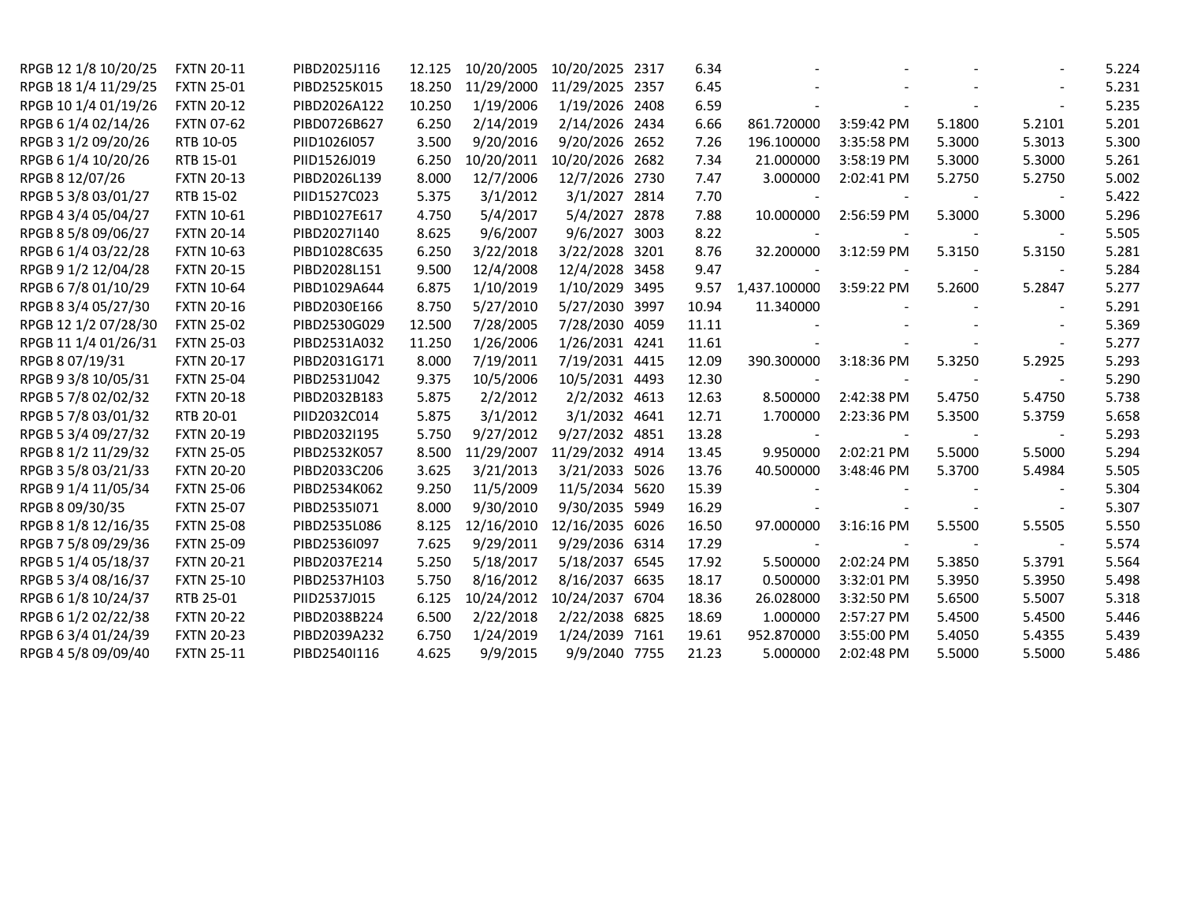| | | | | | | | | | | | | |
|---|---|---|---|---|---|---|---|---|---|---|---|---|
| RPGB 12 1/8 10/20/25 | FXTN 20-11 | PIBD2025J116 | 12.125 | 10/20/2005 | 10/20/2025 | 2317 | 6.34 | - | - | - | - | 5.224 |
| RPGB 18 1/4 11/29/25 | FXTN 25-01 | PIBD2525K015 | 18.250 | 11/29/2000 | 11/29/2025 | 2357 | 6.45 | - | - | - | - | 5.231 |
| RPGB 10 1/4 01/19/26 | FXTN 20-12 | PIBD2026A122 | 10.250 | 1/19/2006 | 1/19/2026 | 2408 | 6.59 | - | - | - | - | 5.235 |
| RPGB 6 1/4 02/14/26 | FXTN 07-62 | PIBD0726B627 | 6.250 | 2/14/2019 | 2/14/2026 | 2434 | 6.66 | 861.720000 | 3:59:42 PM | 5.1800 | 5.2101 | 5.201 |
| RPGB 3 1/2 09/20/26 | RTB 10-05 | PIID1026I057 | 3.500 | 9/20/2016 | 9/20/2026 | 2652 | 7.26 | 196.100000 | 3:35:58 PM | 5.3000 | 5.3013 | 5.300 |
| RPGB 6 1/4 10/20/26 | RTB 15-01 | PIID1526J019 | 6.250 | 10/20/2011 | 10/20/2026 | 2682 | 7.34 | 21.000000 | 3:58:19 PM | 5.3000 | 5.3000 | 5.261 |
| RPGB 8 12/07/26 | FXTN 20-13 | PIBD2026L139 | 8.000 | 12/7/2006 | 12/7/2026 | 2730 | 7.47 | 3.000000 | 2:02:41 PM | 5.2750 | 5.2750 | 5.002 |
| RPGB 5 3/8 03/01/27 | RTB 15-02 | PIID1527C023 | 5.375 | 3/1/2012 | 3/1/2027 | 2814 | 7.70 | - | - | - | - | 5.422 |
| RPGB 4 3/4 05/04/27 | FXTN 10-61 | PIBD1027E617 | 4.750 | 5/4/2017 | 5/4/2027 | 2878 | 7.88 | 10.000000 | 2:56:59 PM | 5.3000 | 5.3000 | 5.296 |
| RPGB 8 5/8 09/06/27 | FXTN 20-14 | PIBD2027I140 | 8.625 | 9/6/2007 | 9/6/2027 | 3003 | 8.22 | - | - | - | - | 5.505 |
| RPGB 6 1/4 03/22/28 | FXTN 10-63 | PIBD1028C635 | 6.250 | 3/22/2018 | 3/22/2028 | 3201 | 8.76 | 32.200000 | 3:12:59 PM | 5.3150 | 5.3150 | 5.281 |
| RPGB 9 1/2 12/04/28 | FXTN 20-15 | PIBD2028L151 | 9.500 | 12/4/2008 | 12/4/2028 | 3458 | 9.47 | - | - | - | - | 5.284 |
| RPGB 6 7/8 01/10/29 | FXTN 10-64 | PIBD1029A644 | 6.875 | 1/10/2019 | 1/10/2029 | 3495 | 9.57 | 1,437.100000 | 3:59:22 PM | 5.2600 | 5.2847 | 5.277 |
| RPGB 8 3/4 05/27/30 | FXTN 20-16 | PIBD2030E166 | 8.750 | 5/27/2010 | 5/27/2030 | 3997 | 10.94 | 11.340000 | - | - | - | 5.291 |
| RPGB 12 1/2 07/28/30 | FXTN 25-02 | PIBD2530G029 | 12.500 | 7/28/2005 | 7/28/2030 | 4059 | 11.11 | - | - | - | - | 5.369 |
| RPGB 11 1/4 01/26/31 | FXTN 25-03 | PIBD2531A032 | 11.250 | 1/26/2006 | 1/26/2031 | 4241 | 11.61 | - | - | - | - | 5.277 |
| RPGB 8 07/19/31 | FXTN 20-17 | PIBD2031G171 | 8.000 | 7/19/2011 | 7/19/2031 | 4415 | 12.09 | 390.300000 | 3:18:36 PM | 5.3250 | 5.2925 | 5.293 |
| RPGB 9 3/8 10/05/31 | FXTN 25-04 | PIBD2531J042 | 9.375 | 10/5/2006 | 10/5/2031 | 4493 | 12.30 | - | - | - | - | 5.290 |
| RPGB 5 7/8 02/02/32 | FXTN 20-18 | PIBD2032B183 | 5.875 | 2/2/2012 | 2/2/2032 | 4613 | 12.63 | 8.500000 | 2:42:38 PM | 5.4750 | 5.4750 | 5.738 |
| RPGB 5 7/8 03/01/32 | RTB 20-01 | PIID2032C014 | 5.875 | 3/1/2012 | 3/1/2032 | 4641 | 12.71 | 1.700000 | 2:23:36 PM | 5.3500 | 5.3759 | 5.658 |
| RPGB 5 3/4 09/27/32 | FXTN 20-19 | PIBD2032I195 | 5.750 | 9/27/2012 | 9/27/2032 | 4851 | 13.28 | - | - | - | - | 5.293 |
| RPGB 8 1/2 11/29/32 | FXTN 25-05 | PIBD2532K057 | 8.500 | 11/29/2007 | 11/29/2032 | 4914 | 13.45 | 9.950000 | 2:02:21 PM | 5.5000 | 5.5000 | 5.294 |
| RPGB 3 5/8 03/21/33 | FXTN 20-20 | PIBD2033C206 | 3.625 | 3/21/2013 | 3/21/2033 | 5026 | 13.76 | 40.500000 | 3:48:46 PM | 5.3700 | 5.4984 | 5.505 |
| RPGB 9 1/4 11/05/34 | FXTN 25-06 | PIBD2534K062 | 9.250 | 11/5/2009 | 11/5/2034 | 5620 | 15.39 | - | - | - | - | 5.304 |
| RPGB 8 09/30/35 | FXTN 25-07 | PIBD2535I071 | 8.000 | 9/30/2010 | 9/30/2035 | 5949 | 16.29 | - | - | - | - | 5.307 |
| RPGB 8 1/8 12/16/35 | FXTN 25-08 | PIBD2535L086 | 8.125 | 12/16/2010 | 12/16/2035 | 6026 | 16.50 | 97.000000 | 3:16:16 PM | 5.5500 | 5.5505 | 5.550 |
| RPGB 7 5/8 09/29/36 | FXTN 25-09 | PIBD2536I097 | 7.625 | 9/29/2011 | 9/29/2036 | 6314 | 17.29 | - | - | - | - | 5.574 |
| RPGB 5 1/4 05/18/37 | FXTN 20-21 | PIBD2037E214 | 5.250 | 5/18/2017 | 5/18/2037 | 6545 | 17.92 | 5.500000 | 2:02:24 PM | 5.3850 | 5.3791 | 5.564 |
| RPGB 5 3/4 08/16/37 | FXTN 25-10 | PIBD2537H103 | 5.750 | 8/16/2012 | 8/16/2037 | 6635 | 18.17 | 0.500000 | 3:32:01 PM | 5.3950 | 5.3950 | 5.498 |
| RPGB 6 1/8 10/24/37 | RTB 25-01 | PIID2537J015 | 6.125 | 10/24/2012 | 10/24/2037 | 6704 | 18.36 | 26.028000 | 3:32:50 PM | 5.6500 | 5.5007 | 5.318 |
| RPGB 6 1/2 02/22/38 | FXTN 20-22 | PIBD2038B224 | 6.500 | 2/22/2018 | 2/22/2038 | 6825 | 18.69 | 1.000000 | 2:57:27 PM | 5.4500 | 5.4500 | 5.446 |
| RPGB 6 3/4 01/24/39 | FXTN 20-23 | PIBD2039A232 | 6.750 | 1/24/2019 | 1/24/2039 | 7161 | 19.61 | 952.870000 | 3:55:00 PM | 5.4050 | 5.4355 | 5.439 |
| RPGB 4 5/8 09/09/40 | FXTN 25-11 | PIBD2540I116 | 4.625 | 9/9/2015 | 9/9/2040 | 7755 | 21.23 | 5.000000 | 2:02:48 PM | 5.5000 | 5.5000 | 5.486 |